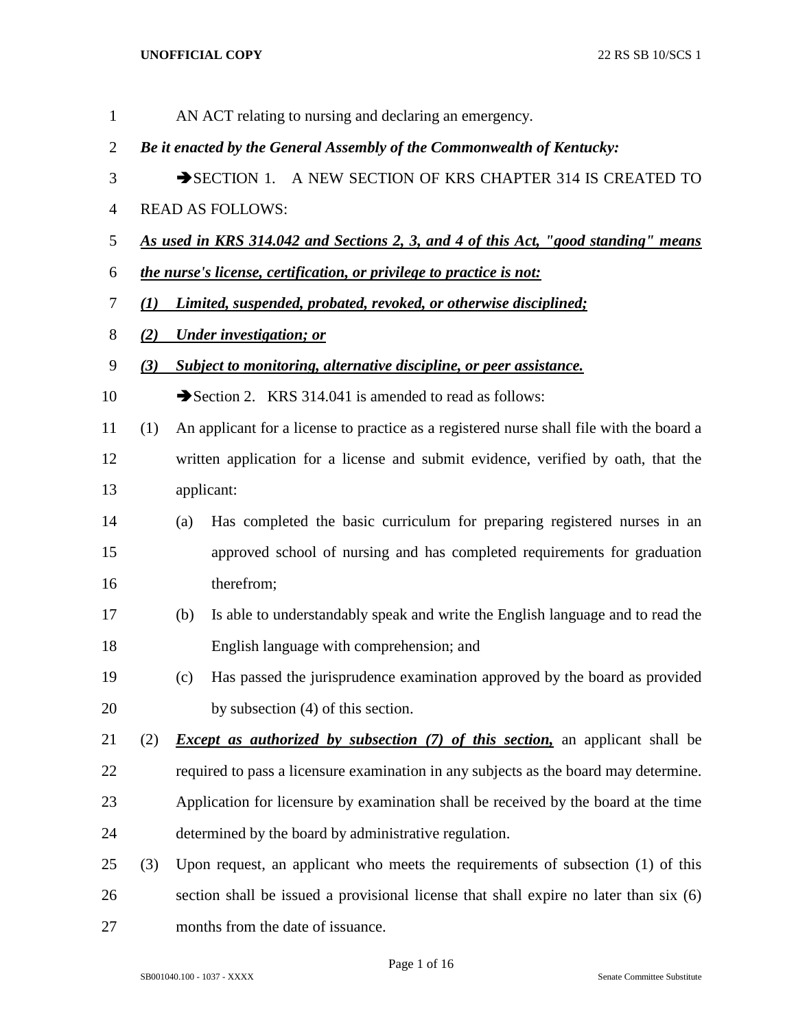AN ACT relating to nursing and declaring an emergency.

***Be it enacted by the General Assembly of the Commonwealth of Kentucky:***

➔SECTION 1. A NEW SECTION OF KRS CHAPTER 314 IS CREATED TO READ AS FOLLOWS:

***As used in KRS 314.042 and Sections 2, 3, and 4 of this Act, "good standing" means the nurse's license, certification, or privilege to practice is not:***

***(1) Limited, suspended, probated, revoked, or otherwise disciplined;***

***(2) Under investigation; or***

***(3) Subject to monitoring, alternative discipline, or peer assistance.***

➔Section 2. KRS 314.041 is amended to read as follows:

(1) An applicant for a license to practice as a registered nurse shall file with the board a written application for a license and submit evidence, verified by oath, that the applicant:

(a) Has completed the basic curriculum for preparing registered nurses in an approved school of nursing and has completed requirements for graduation therefrom;

(b) Is able to understandably speak and write the English language and to read the English language with comprehension; and

(c) Has passed the jurisprudence examination approved by the board as provided by subsection (4) of this section.

(2) ***Except as authorized by subsection (7) of this section,*** an applicant shall be required to pass a licensure examination in any subjects as the board may determine. Application for licensure by examination shall be received by the board at the time determined by the board by administrative regulation.

(3) Upon request, an applicant who meets the requirements of subsection (1) of this section shall be issued a provisional license that shall expire no later than six (6) months from the date of issuance.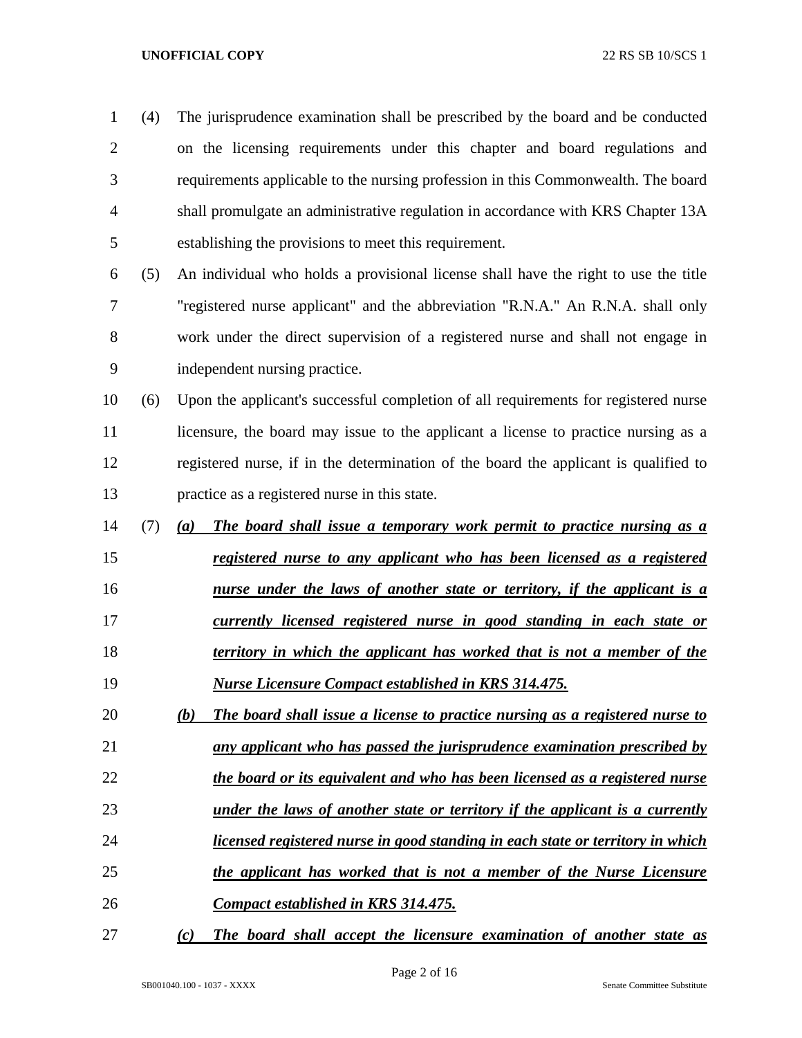(4) The jurisprudence examination shall be prescribed by the board and be conducted on the licensing requirements under this chapter and board regulations and requirements applicable to the nursing profession in this Commonwealth. The board shall promulgate an administrative regulation in accordance with KRS Chapter 13A establishing the provisions to meet this requirement.

(5) An individual who holds a provisional license shall have the right to use the title "registered nurse applicant" and the abbreviation "R.N.A." An R.N.A. shall only work under the direct supervision of a registered nurse and shall not engage in independent nursing practice.

(6) Upon the applicant's successful completion of all requirements for registered nurse licensure, the board may issue to the applicant a license to practice nursing as a registered nurse, if in the determination of the board the applicant is qualified to practice as a registered nurse in this state.

(7) ***(a) The board shall issue a temporary work permit to practice nursing as a registered nurse to any applicant who has been licensed as a registered nurse under the laws of another state or territory, if the applicant is a currently licensed registered nurse in good standing in each state or territory in which the applicant has worked that is not a member of the Nurse Licensure Compact established in KRS 314.475.***

***(b) The board shall issue a license to practice nursing as a registered nurse to any applicant who has passed the jurisprudence examination prescribed by the board or its equivalent and who has been licensed as a registered nurse under the laws of another state or territory if the applicant is a currently licensed registered nurse in good standing in each state or territory in which the applicant has worked that is not a member of the Nurse Licensure Compact established in KRS 314.475.***

***(c) The board shall accept the licensure examination of another state as***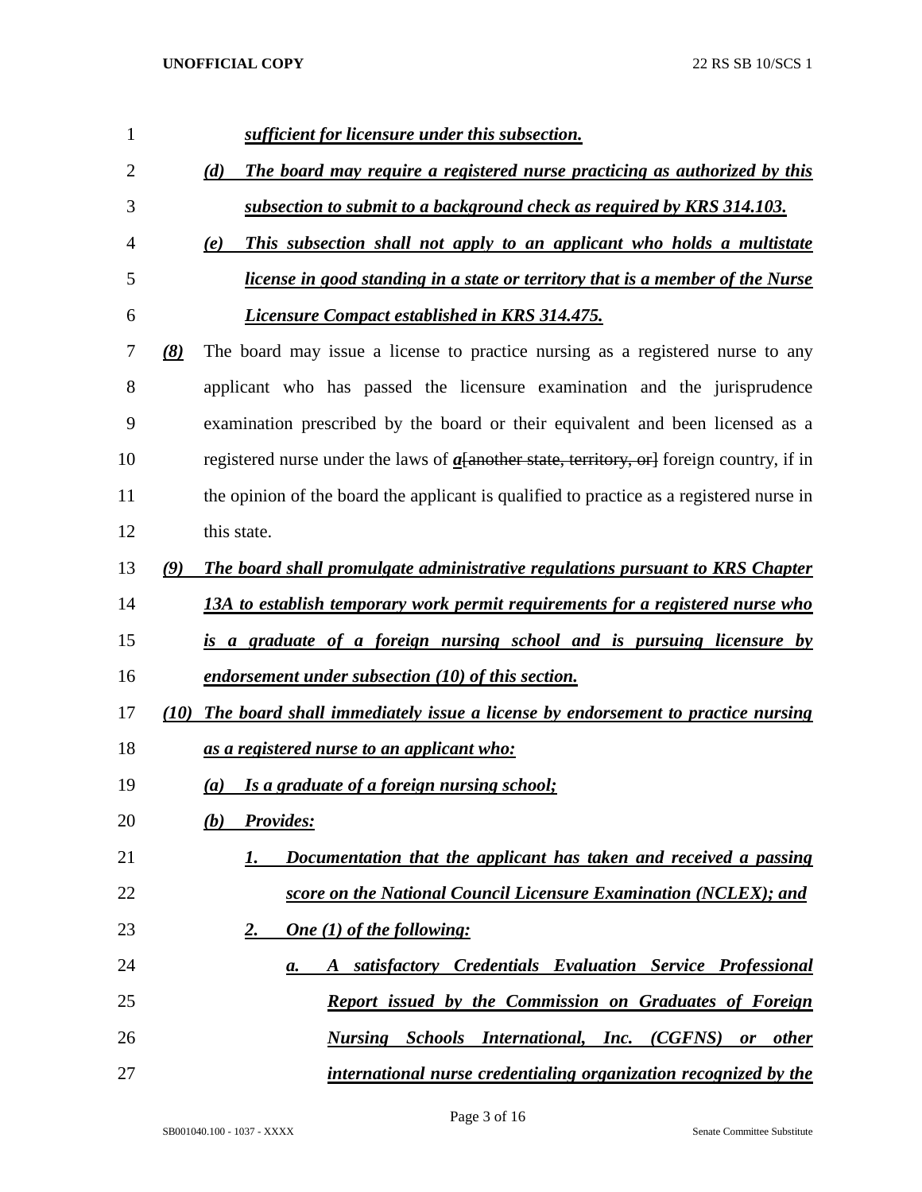*sufficient for licensure under this subsection.*

(d) *The board may require a registered nurse practicing as authorized by this subsection to submit to a background check as required by KRS 314.103.*

(e) *This subsection shall not apply to an applicant who holds a multistate license in good standing in a state or territory that is a member of the Nurse Licensure Compact established in KRS 314.475.*

*(8)* The board may issue a license to practice nursing as a registered nurse to any applicant who has passed the licensure examination and the jurisprudence examination prescribed by the board or their equivalent and been licensed as a registered nurse under the laws of *a*[another state, territory, or] foreign country, if in the opinion of the board the applicant is qualified to practice as a registered nurse in this state.

*(9) The board shall promulgate administrative regulations pursuant to KRS Chapter 13A to establish temporary work permit requirements for a registered nurse who is a graduate of a foreign nursing school and is pursuing licensure by endorsement under subsection (10) of this section.*

*(10) The board shall immediately issue a license by endorsement to practice nursing as a registered nurse to an applicant who:*

*(a) Is a graduate of a foreign nursing school;*

*(b) Provides:*

*1. Documentation that the applicant has taken and received a passing score on the National Council Licensure Examination (NCLEX); and*

*2. One (1) of the following:*

*a. A satisfactory Credentials Evaluation Service Professional Report issued by the Commission on Graduates of Foreign Nursing Schools International, Inc. (CGFNS) or other international nurse credentialing organization recognized by the*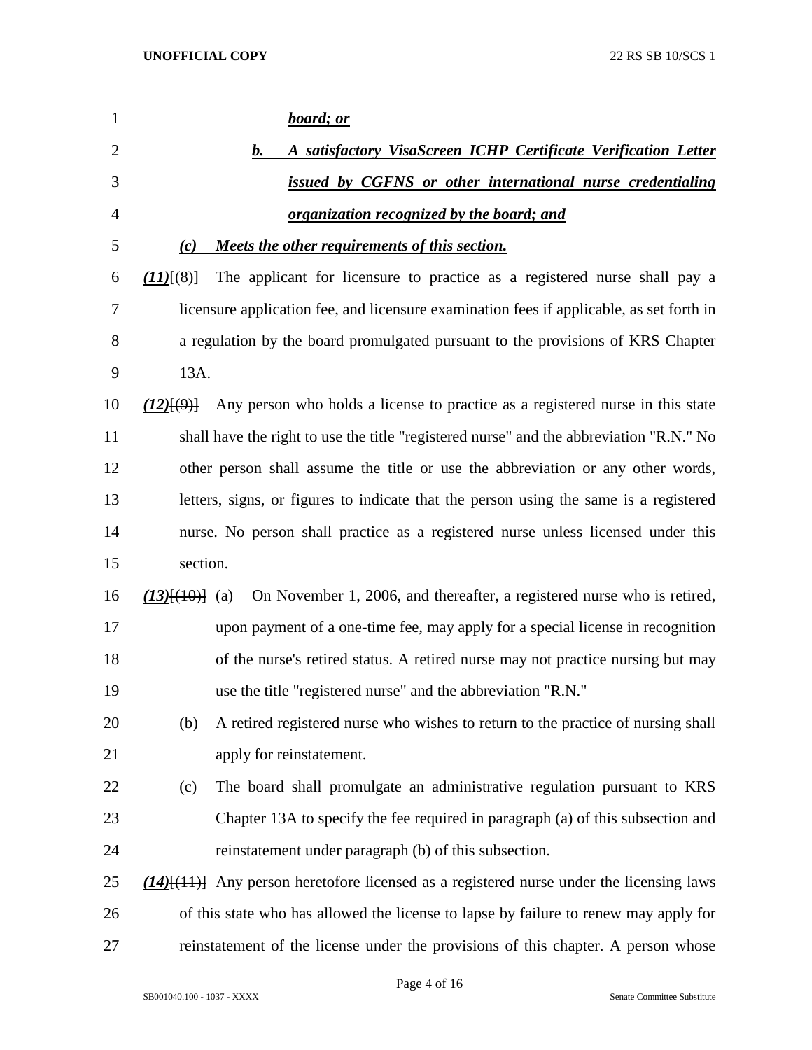***board; or***

***b. A satisfactory VisaScreen ICHP Certificate Verification Letter issued by CGFNS or other international nurse credentialing organization recognized by the board; and***

***(c) Meets the other requirements of this section.***

***(11)***[(8)] The applicant for licensure to practice as a registered nurse shall pay a licensure application fee, and licensure examination fees if applicable, as set forth in a regulation by the board promulgated pursuant to the provisions of KRS Chapter 13A.

***(12)***[(9)] Any person who holds a license to practice as a registered nurse in this state shall have the right to use the title "registered nurse" and the abbreviation "R.N." No other person shall assume the title or use the abbreviation or any other words, letters, signs, or figures to indicate that the person using the same is a registered nurse. No person shall practice as a registered nurse unless licensed under this section.

***(13)***[(10)] (a) On November 1, 2006, and thereafter, a registered nurse who is retired, upon payment of a one-time fee, may apply for a special license in recognition of the nurse's retired status. A retired nurse may not practice nursing but may use the title "registered nurse" and the abbreviation "R.N."

(b) A retired registered nurse who wishes to return to the practice of nursing shall apply for reinstatement.

(c) The board shall promulgate an administrative regulation pursuant to KRS Chapter 13A to specify the fee required in paragraph (a) of this subsection and reinstatement under paragraph (b) of this subsection.

***(14)***[(11)] Any person heretofore licensed as a registered nurse under the licensing laws of this state who has allowed the license to lapse by failure to renew may apply for reinstatement of the license under the provisions of this chapter. A person whose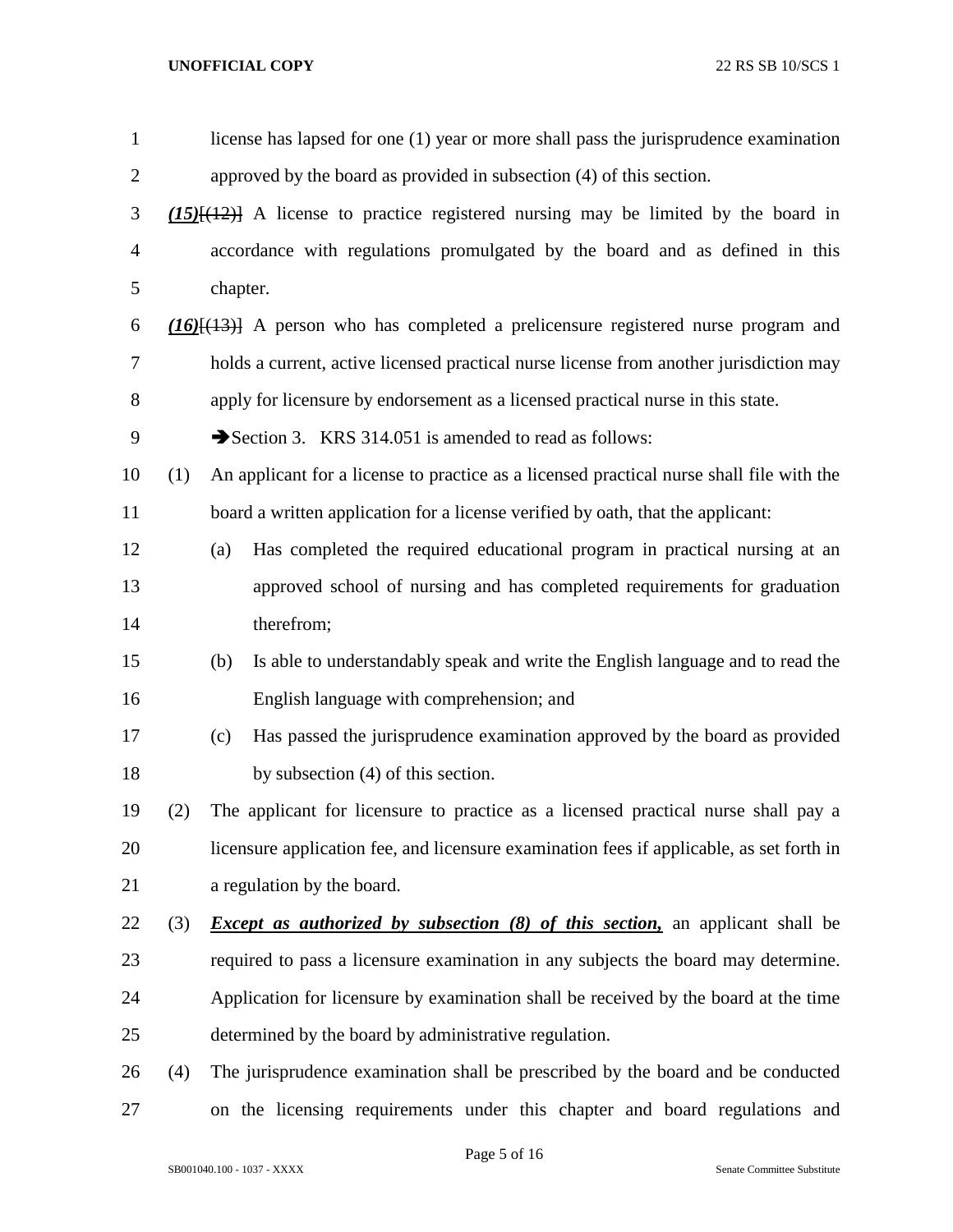license has lapsed for one (1) year or more shall pass the jurisprudence examination approved by the board as provided in subsection (4) of this section.

***(15)***~~[(12)]~~ A license to practice registered nursing may be limited by the board in accordance with regulations promulgated by the board and as defined in this chapter.

***(16)***~~[(13)]~~ A person who has completed a prelicensure registered nurse program and holds a current, active licensed practical nurse license from another jurisdiction may apply for licensure by endorsement as a licensed practical nurse in this state.

➔Section 3. KRS 314.051 is amended to read as follows:

(1) An applicant for a license to practice as a licensed practical nurse shall file with the board a written application for a license verified by oath, that the applicant:

(a) Has completed the required educational program in practical nursing at an approved school of nursing and has completed requirements for graduation therefrom;

(b) Is able to understandably speak and write the English language and to read the English language with comprehension; and

(c) Has passed the jurisprudence examination approved by the board as provided by subsection (4) of this section.

(2) The applicant for licensure to practice as a licensed practical nurse shall pay a licensure application fee, and licensure examination fees if applicable, as set forth in a regulation by the board.

(3) ***Except as authorized by subsection (8) of this section,*** an applicant shall be required to pass a licensure examination in any subjects the board may determine. Application for licensure by examination shall be received by the board at the time determined by the board by administrative regulation.

(4) The jurisprudence examination shall be prescribed by the board and be conducted on the licensing requirements under this chapter and board regulations and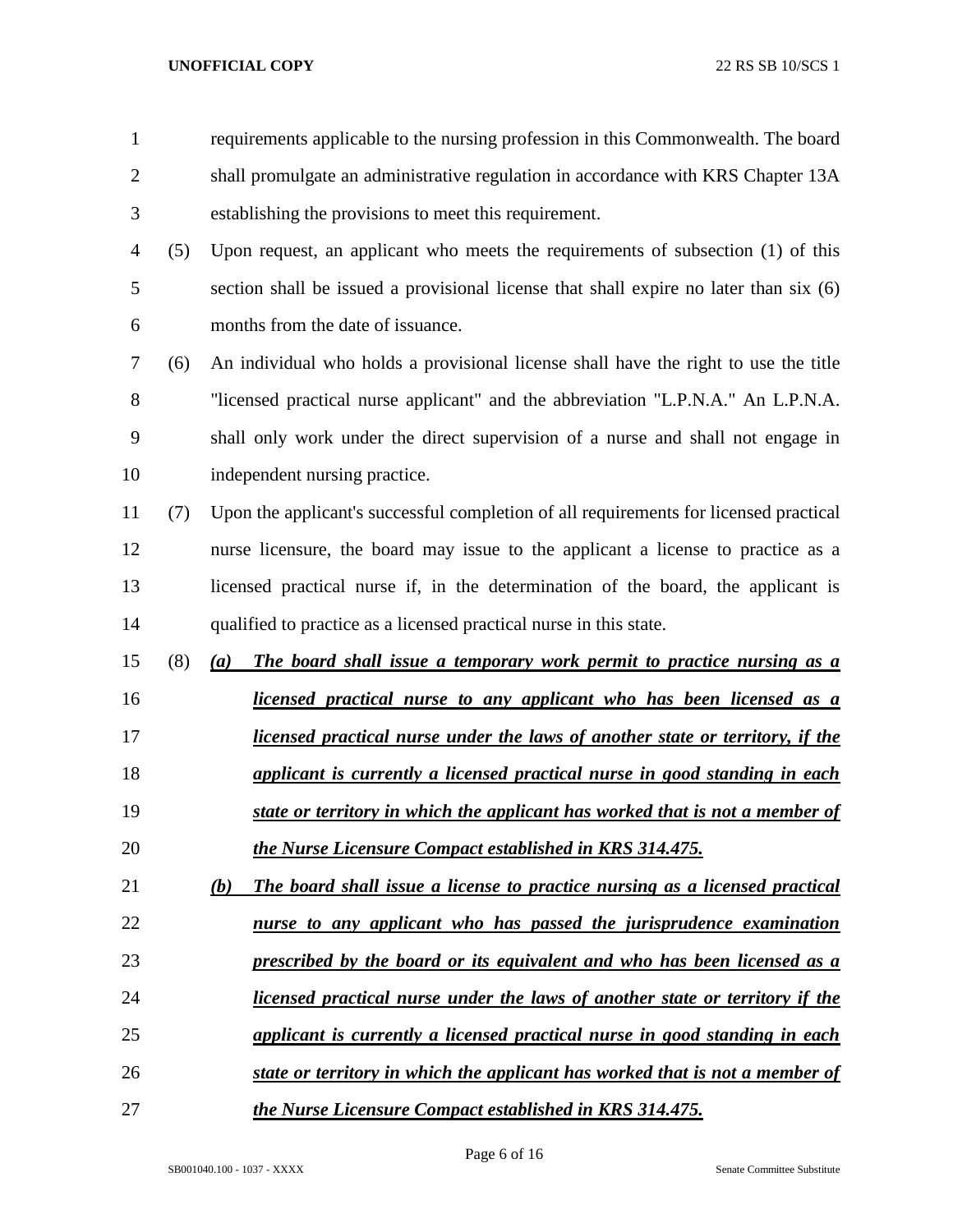requirements applicable to the nursing profession in this Commonwealth. The board shall promulgate an administrative regulation in accordance with KRS Chapter 13A establishing the provisions to meet this requirement.

(5) Upon request, an applicant who meets the requirements of subsection (1) of this section shall be issued a provisional license that shall expire no later than six (6) months from the date of issuance.

(6) An individual who holds a provisional license shall have the right to use the title "licensed practical nurse applicant" and the abbreviation "L.P.N.A." An L.P.N.A. shall only work under the direct supervision of a nurse and shall not engage in independent nursing practice.

(7) Upon the applicant's successful completion of all requirements for licensed practical nurse licensure, the board may issue to the applicant a license to practice as a licensed practical nurse if, in the determination of the board, the applicant is qualified to practice as a licensed practical nurse in this state.

(8) ***(a) The board shall issue a temporary work permit to practice nursing as a licensed practical nurse to any applicant who has been licensed as a licensed practical nurse under the laws of another state or territory, if the applicant is currently a licensed practical nurse in good standing in each state or territory in which the applicant has worked that is not a member of the Nurse Licensure Compact established in KRS 314.475.***

***(b) The board shall issue a license to practice nursing as a licensed practical nurse to any applicant who has passed the jurisprudence examination prescribed by the board or its equivalent and who has been licensed as a licensed practical nurse under the laws of another state or territory if the applicant is currently a licensed practical nurse in good standing in each state or territory in which the applicant has worked that is not a member of the Nurse Licensure Compact established in KRS 314.475.***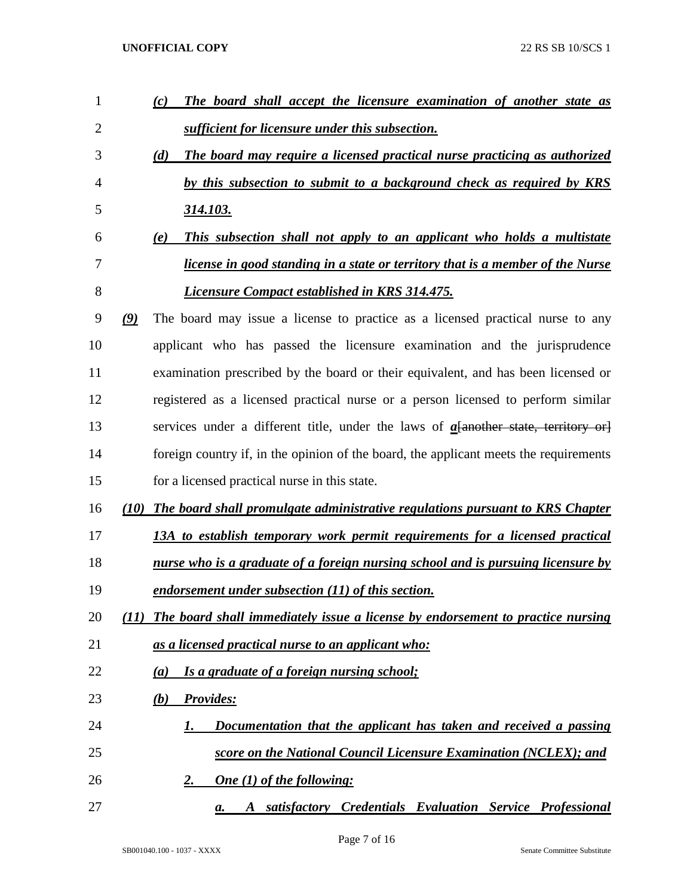*(c) The board shall accept the licensure examination of another state as sufficient for licensure under this subsection.*

*(d) The board may require a licensed practical nurse practicing as authorized by this subsection to submit to a background check as required by KRS 314.103.*

*(e) This subsection shall not apply to an applicant who holds a multistate license in good standing in a state or territory that is a member of the Nurse Licensure Compact established in KRS 314.475.*

*(9)* The board may issue a license to practice as a licensed practical nurse to any applicant who has passed the licensure examination and the jurisprudence examination prescribed by the board or their equivalent, and has been licensed or registered as a licensed practical nurse or a person licensed to perform similar services under a different title, under the laws of ***a***~~[another state, territory or]~~ foreign country if, in the opinion of the board, the applicant meets the requirements for a licensed practical nurse in this state.

*(10) The board shall promulgate administrative regulations pursuant to KRS Chapter 13A to establish temporary work permit requirements for a licensed practical nurse who is a graduate of a foreign nursing school and is pursuing licensure by endorsement under subsection (11) of this section.*

*(11) The board shall immediately issue a license by endorsement to practice nursing as a licensed practical nurse to an applicant who:*

*(a) Is a graduate of a foreign nursing school;*

*(b) Provides:*

*1. Documentation that the applicant has taken and received a passing score on the National Council Licensure Examination (NCLEX); and*

*2. One (1) of the following:*

*a. A satisfactory Credentials Evaluation Service Professional*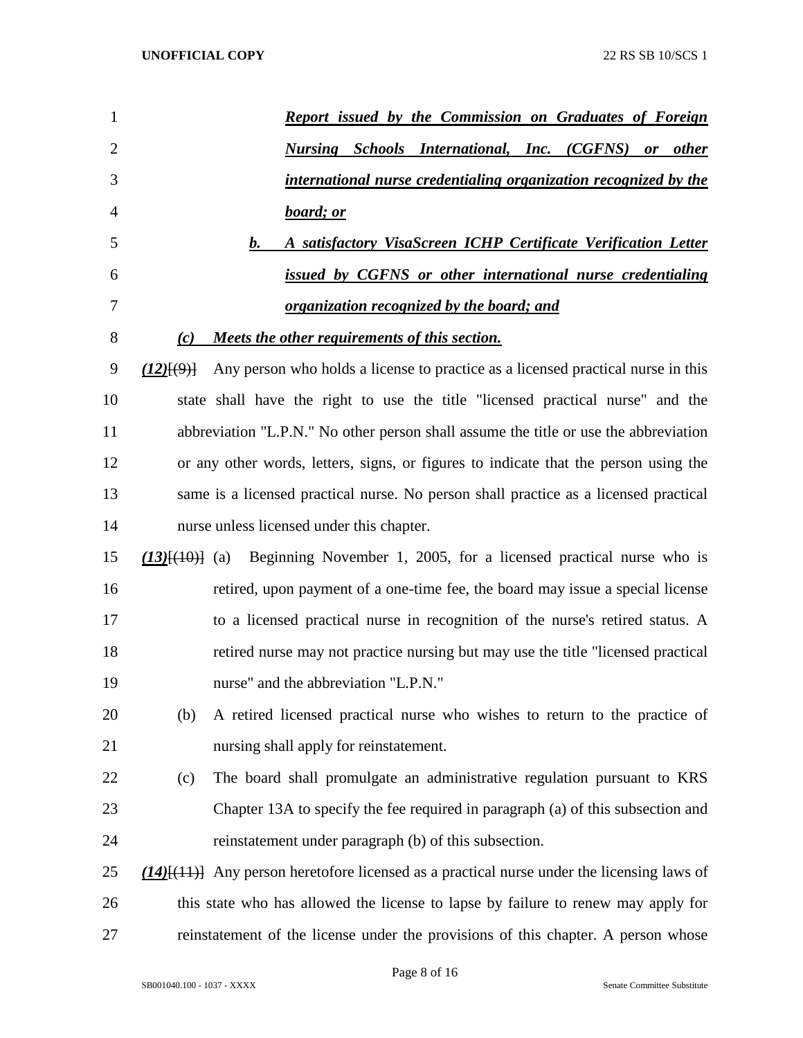***Report issued by the Commission on Graduates of Foreign Nursing Schools International, Inc. (CGFNS) or other international nurse credentialing organization recognized by the board; or***

***b. A satisfactory VisaScreen ICHP Certificate Verification Letter issued by CGFNS or other international nurse credentialing organization recognized by the board; and***

***(c) Meets the other requirements of this section.***

***(12)***[(9)] Any person who holds a license to practice as a licensed practical nurse in this state shall have the right to use the title "licensed practical nurse" and the abbreviation "L.P.N." No other person shall assume the title or use the abbreviation or any other words, letters, signs, or figures to indicate that the person using the same is a licensed practical nurse. No person shall practice as a licensed practical nurse unless licensed under this chapter.

***(13)***[(10)] (a) Beginning November 1, 2005, for a licensed practical nurse who is retired, upon payment of a one-time fee, the board may issue a special license to a licensed practical nurse in recognition of the nurse's retired status. A retired nurse may not practice nursing but may use the title "licensed practical nurse" and the abbreviation "L.P.N."

(b) A retired licensed practical nurse who wishes to return to the practice of nursing shall apply for reinstatement.

(c) The board shall promulgate an administrative regulation pursuant to KRS Chapter 13A to specify the fee required in paragraph (a) of this subsection and reinstatement under paragraph (b) of this subsection.

***(14)***[(11)] Any person heretofore licensed as a practical nurse under the licensing laws of this state who has allowed the license to lapse by failure to renew may apply for reinstatement of the license under the provisions of this chapter. A person whose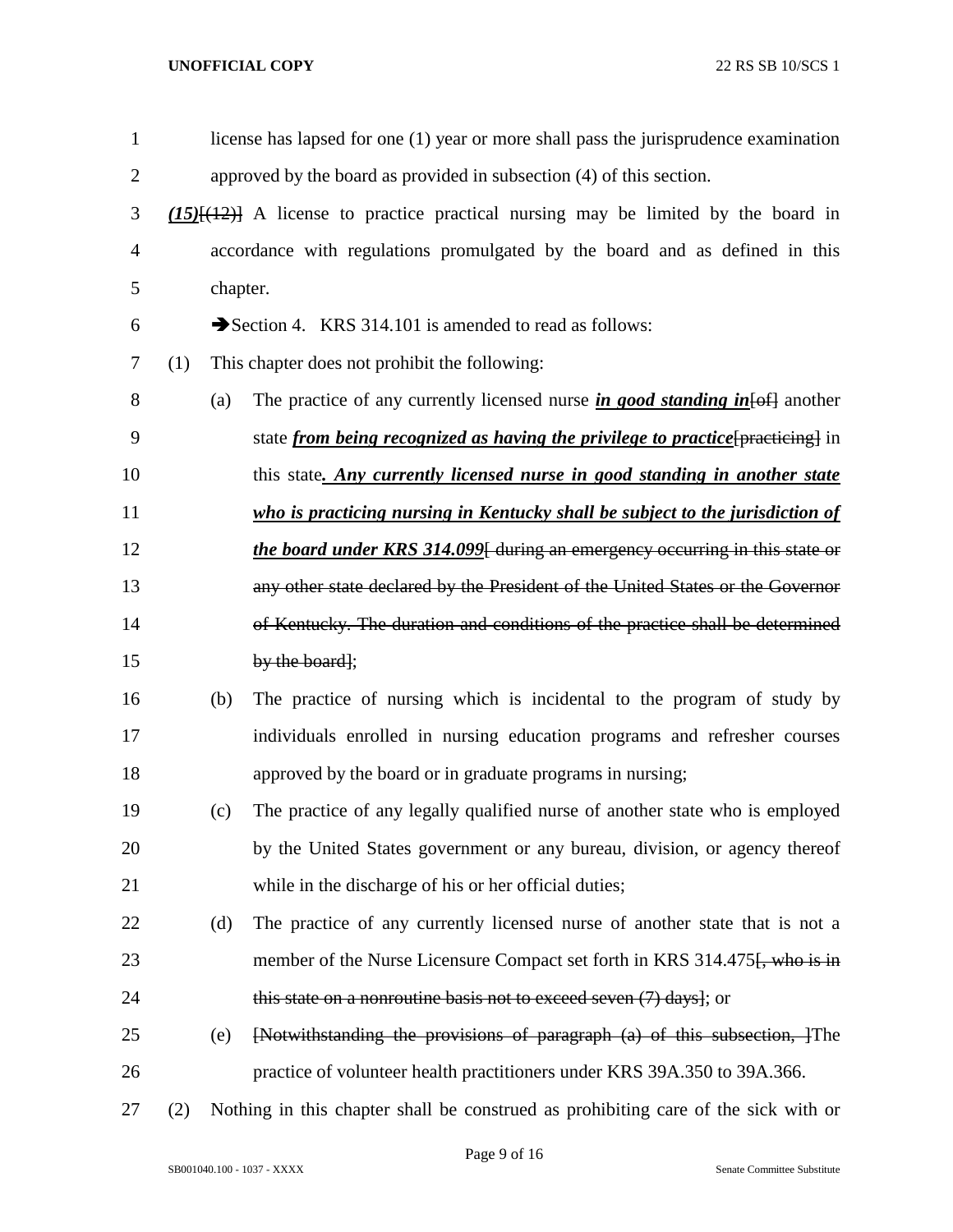license has lapsed for one (1) year or more shall pass the jurisprudence examination approved by the board as provided in subsection (4) of this section.

***(15)***[(12)] A license to practice practical nursing may be limited by the board in accordance with regulations promulgated by the board and as defined in this chapter.

➔Section 4. KRS 314.101 is amended to read as follows:

(1) This chapter does not prohibit the following:

(a) The practice of any currently licensed nurse ***in good standing in***[of] another state ***from being recognized as having the privilege to practice***[practicing] in this state***. Any currently licensed nurse in good standing in another state who is practicing nursing in Kentucky shall be subject to the jurisdiction of the board under KRS 314.099***[ during an emergency occurring in this state or any other state declared by the President of the United States or the Governor of Kentucky. The duration and conditions of the practice shall be determined by the board];

(b) The practice of nursing which is incidental to the program of study by individuals enrolled in nursing education programs and refresher courses approved by the board or in graduate programs in nursing;

(c) The practice of any legally qualified nurse of another state who is employed by the United States government or any bureau, division, or agency thereof while in the discharge of his or her official duties;

(d) The practice of any currently licensed nurse of another state that is not a member of the Nurse Licensure Compact set forth in KRS 314.475[, who is in this state on a nonroutine basis not to exceed seven (7) days]; or

(e) [Notwithstanding the provisions of paragraph (a) of this subsection, ]The practice of volunteer health practitioners under KRS 39A.350 to 39A.366.

(2) Nothing in this chapter shall be construed as prohibiting care of the sick with or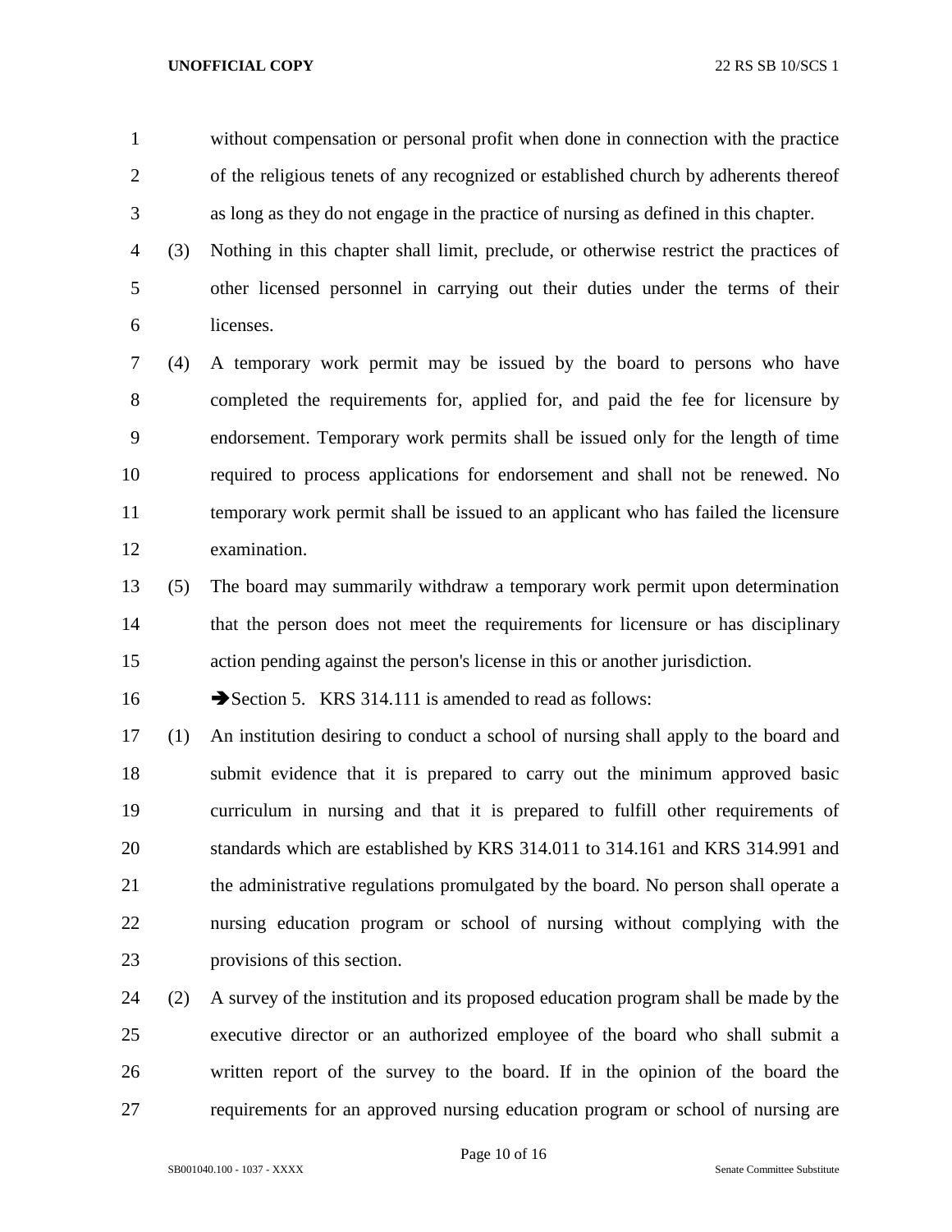without compensation or personal profit when done in connection with the practice of the religious tenets of any recognized or established church by adherents thereof as long as they do not engage in the practice of nursing as defined in this chapter.

(3) Nothing in this chapter shall limit, preclude, or otherwise restrict the practices of other licensed personnel in carrying out their duties under the terms of their licenses.

(4) A temporary work permit may be issued by the board to persons who have completed the requirements for, applied for, and paid the fee for licensure by endorsement. Temporary work permits shall be issued only for the length of time required to process applications for endorsement and shall not be renewed. No temporary work permit shall be issued to an applicant who has failed the licensure examination.

(5) The board may summarily withdraw a temporary work permit upon determination that the person does not meet the requirements for licensure or has disciplinary action pending against the person's license in this or another jurisdiction.

➔Section 5. KRS 314.111 is amended to read as follows:

(1) An institution desiring to conduct a school of nursing shall apply to the board and submit evidence that it is prepared to carry out the minimum approved basic curriculum in nursing and that it is prepared to fulfill other requirements of standards which are established by KRS 314.011 to 314.161 and KRS 314.991 and the administrative regulations promulgated by the board. No person shall operate a nursing education program or school of nursing without complying with the provisions of this section.

(2) A survey of the institution and its proposed education program shall be made by the executive director or an authorized employee of the board who shall submit a written report of the survey to the board. If in the opinion of the board the requirements for an approved nursing education program or school of nursing are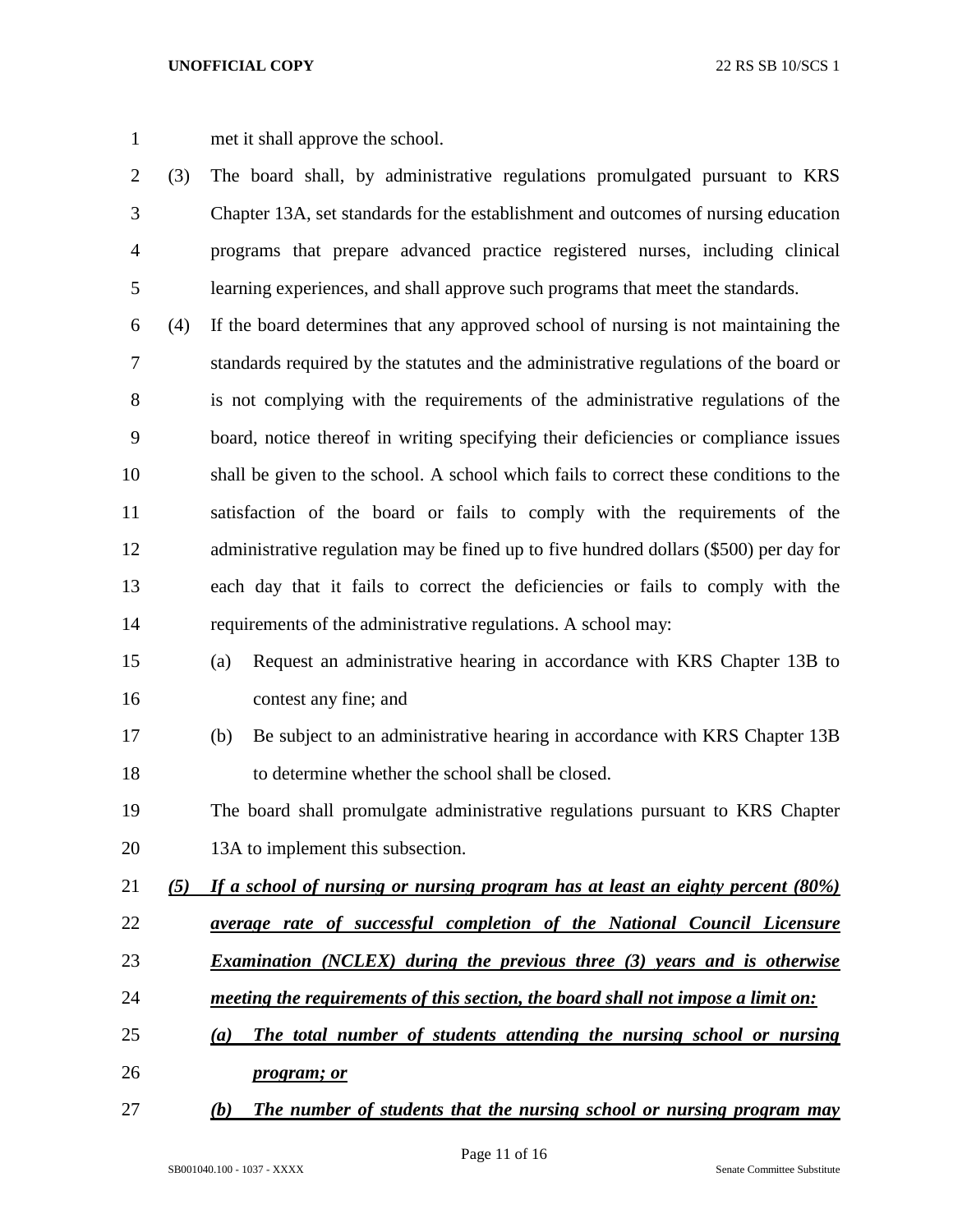met it shall approve the school.

(3) The board shall, by administrative regulations promulgated pursuant to KRS Chapter 13A, set standards for the establishment and outcomes of nursing education programs that prepare advanced practice registered nurses, including clinical learning experiences, and shall approve such programs that meet the standards.

(4) If the board determines that any approved school of nursing is not maintaining the standards required by the statutes and the administrative regulations of the board or is not complying with the requirements of the administrative regulations of the board, notice thereof in writing specifying their deficiencies or compliance issues shall be given to the school. A school which fails to correct these conditions to the satisfaction of the board or fails to comply with the requirements of the administrative regulation may be fined up to five hundred dollars ($500) per day for each day that it fails to correct the deficiencies or fails to comply with the requirements of the administrative regulations. A school may:

(a) Request an administrative hearing in accordance with KRS Chapter 13B to contest any fine; and

(b) Be subject to an administrative hearing in accordance with KRS Chapter 13B to determine whether the school shall be closed.

The board shall promulgate administrative regulations pursuant to KRS Chapter 13A to implement this subsection.

***(5) If a school of nursing or nursing program has at least an eighty percent (80%) average rate of successful completion of the National Council Licensure Examination (NCLEX) during the previous three (3) years and is otherwise meeting the requirements of this section, the board shall not impose a limit on:***

***(a) The total number of students attending the nursing school or nursing program; or***

***(b) The number of students that the nursing school or nursing program may***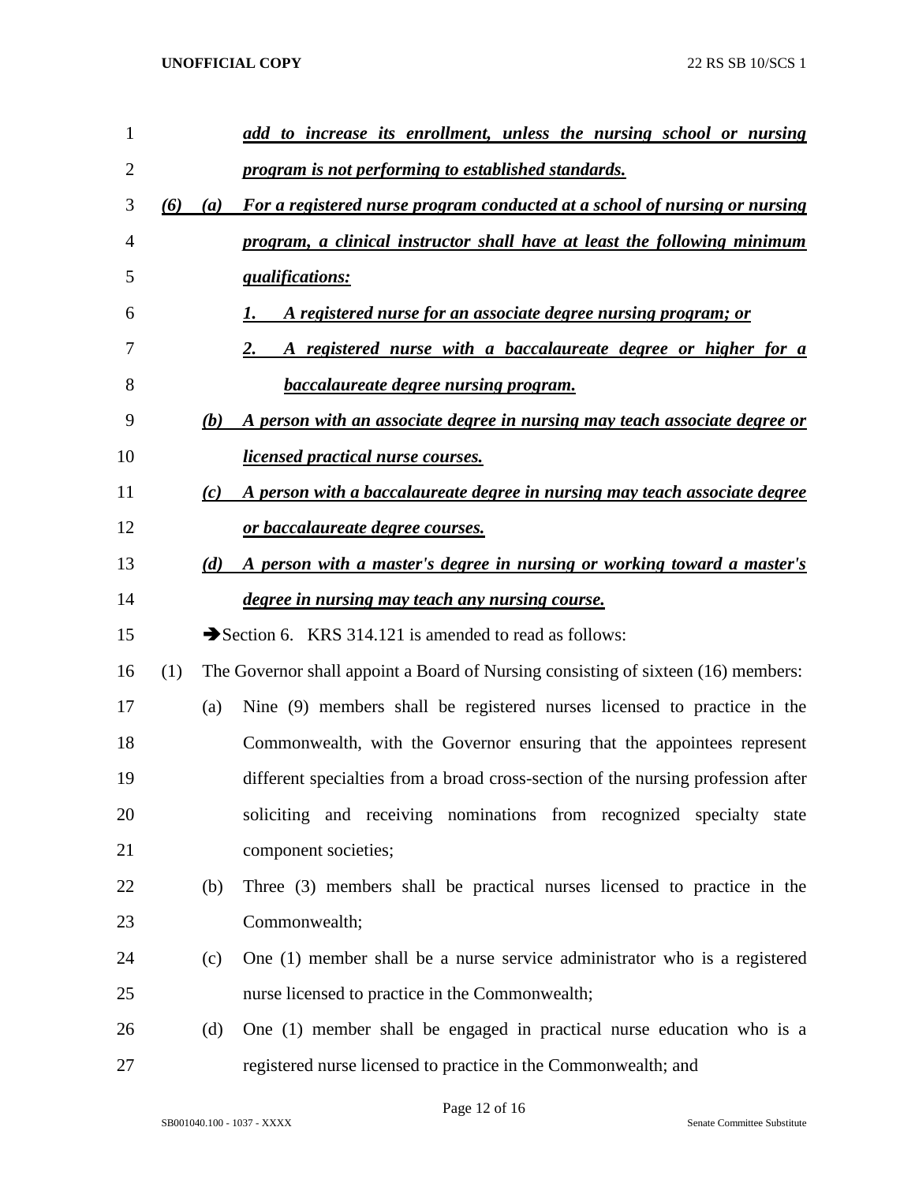***add to increase its enrollment, unless the nursing school or nursing program is not performing to established standards.***

***(6) (a) For a registered nurse program conducted at a school of nursing or nursing program, a clinical instructor shall have at least the following minimum qualifications:***

***1. A registered nurse for an associate degree nursing program; or***

***2. A registered nurse with a baccalaureate degree or higher for a baccalaureate degree nursing program.***

***(b) A person with an associate degree in nursing may teach associate degree or licensed practical nurse courses.***

***(c) A person with a baccalaureate degree in nursing may teach associate degree or baccalaureate degree courses.***

***(d) A person with a master's degree in nursing or working toward a master's degree in nursing may teach any nursing course.***

➔Section 6. KRS 314.121 is amended to read as follows:

(1) The Governor shall appoint a Board of Nursing consisting of sixteen (16) members:

(a) Nine (9) members shall be registered nurses licensed to practice in the Commonwealth, with the Governor ensuring that the appointees represent different specialties from a broad cross-section of the nursing profession after soliciting and receiving nominations from recognized specialty state component societies;

(b) Three (3) members shall be practical nurses licensed to practice in the Commonwealth;

(c) One (1) member shall be a nurse service administrator who is a registered nurse licensed to practice in the Commonwealth;

(d) One (1) member shall be engaged in practical nurse education who is a registered nurse licensed to practice in the Commonwealth; and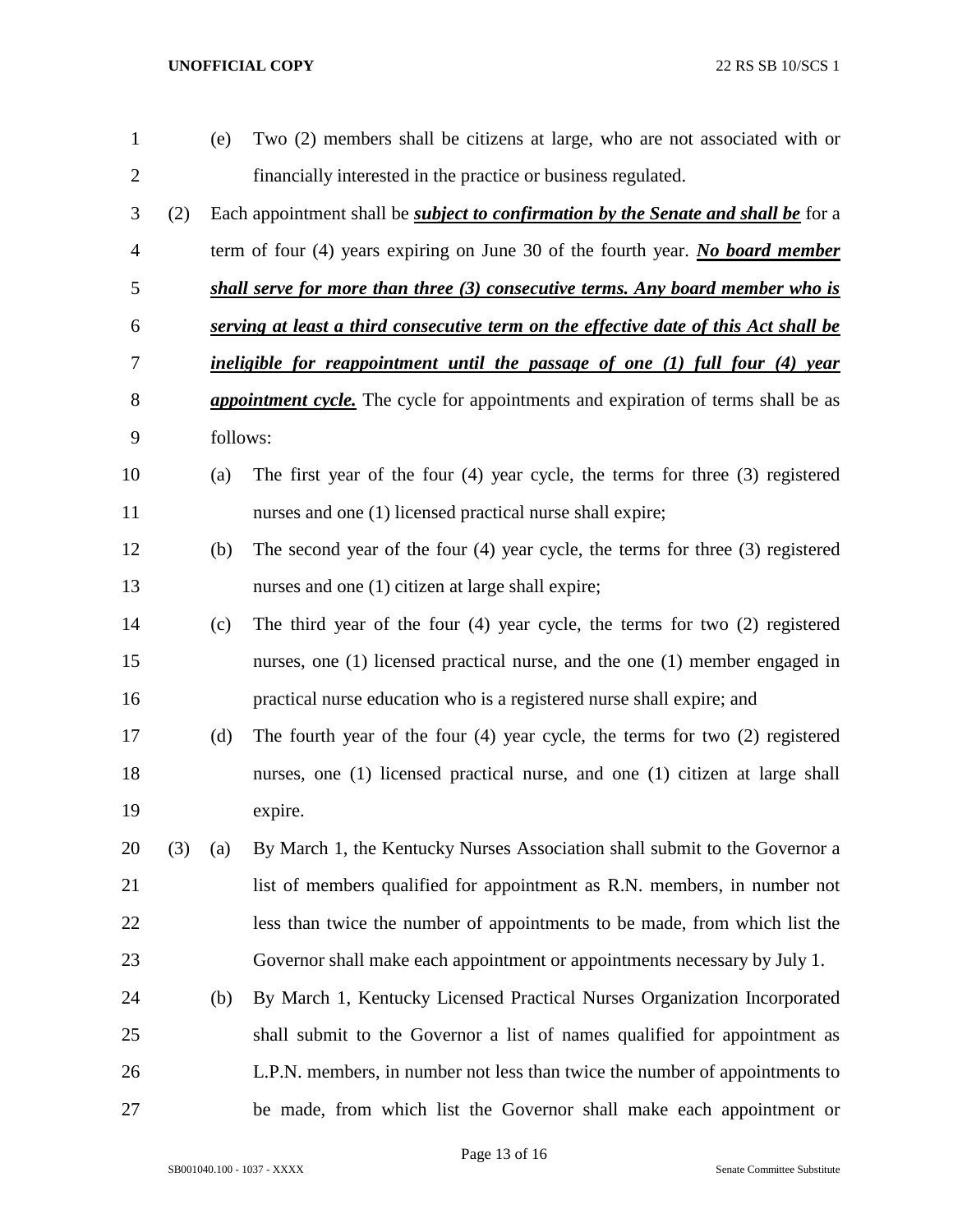(e) Two (2) members shall be citizens at large, who are not associated with or financially interested in the practice or business regulated.

(2) Each appointment shall be ***subject to confirmation by the Senate and shall be*** for a term of four (4) years expiring on June 30 of the fourth year. ***No board member shall serve for more than three (3) consecutive terms. Any board member who is serving at least a third consecutive term on the effective date of this Act shall be ineligible for reappointment until the passage of one (1) full four (4) year appointment cycle.*** The cycle for appointments and expiration of terms shall be as follows:

(a) The first year of the four (4) year cycle, the terms for three (3) registered nurses and one (1) licensed practical nurse shall expire;

(b) The second year of the four (4) year cycle, the terms for three (3) registered nurses and one (1) citizen at large shall expire;

(c) The third year of the four (4) year cycle, the terms for two (2) registered nurses, one (1) licensed practical nurse, and the one (1) member engaged in practical nurse education who is a registered nurse shall expire; and

(d) The fourth year of the four (4) year cycle, the terms for two (2) registered nurses, one (1) licensed practical nurse, and one (1) citizen at large shall expire.

(3) (a) By March 1, the Kentucky Nurses Association shall submit to the Governor a list of members qualified for appointment as R.N. members, in number not less than twice the number of appointments to be made, from which list the Governor shall make each appointment or appointments necessary by July 1.

(b) By March 1, Kentucky Licensed Practical Nurses Organization Incorporated shall submit to the Governor a list of names qualified for appointment as L.P.N. members, in number not less than twice the number of appointments to be made, from which list the Governor shall make each appointment or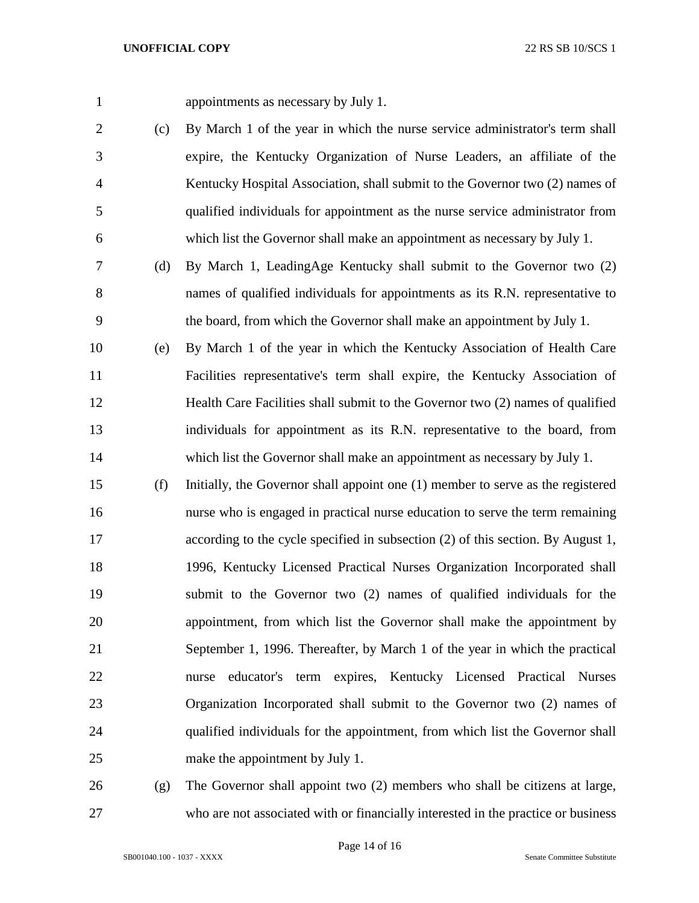appointments as necessary by July 1.

(c) By March 1 of the year in which the nurse service administrator's term shall expire, the Kentucky Organization of Nurse Leaders, an affiliate of the Kentucky Hospital Association, shall submit to the Governor two (2) names of qualified individuals for appointment as the nurse service administrator from which list the Governor shall make an appointment as necessary by July 1.

(d) By March 1, LeadingAge Kentucky shall submit to the Governor two (2) names of qualified individuals for appointments as its R.N. representative to the board, from which the Governor shall make an appointment by July 1.

(e) By March 1 of the year in which the Kentucky Association of Health Care Facilities representative's term shall expire, the Kentucky Association of Health Care Facilities shall submit to the Governor two (2) names of qualified individuals for appointment as its R.N. representative to the board, from which list the Governor shall make an appointment as necessary by July 1.

(f) Initially, the Governor shall appoint one (1) member to serve as the registered nurse who is engaged in practical nurse education to serve the term remaining according to the cycle specified in subsection (2) of this section. By August 1, 1996, Kentucky Licensed Practical Nurses Organization Incorporated shall submit to the Governor two (2) names of qualified individuals for the appointment, from which list the Governor shall make the appointment by September 1, 1996. Thereafter, by March 1 of the year in which the practical nurse educator's term expires, Kentucky Licensed Practical Nurses Organization Incorporated shall submit to the Governor two (2) names of qualified individuals for the appointment, from which list the Governor shall make the appointment by July 1.

(g) The Governor shall appoint two (2) members who shall be citizens at large, who are not associated with or financially interested in the practice or business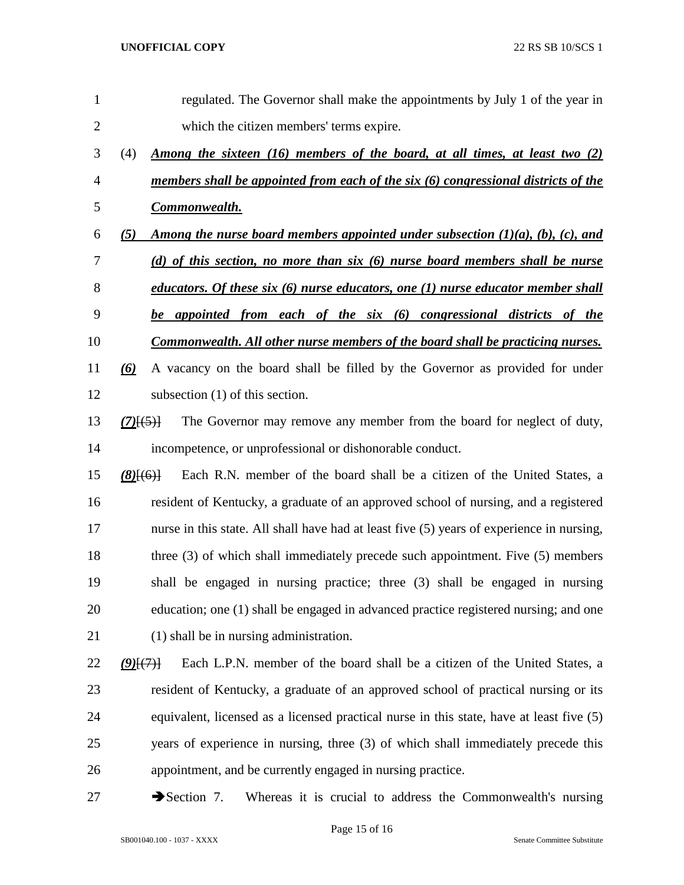regulated. The Governor shall make the appointments by July 1 of the year in which the citizen members' terms expire.

(4) ***Among the sixteen (16) members of the board, at all times, at least two (2) members shall be appointed from each of the six (6) congressional districts of the Commonwealth.***

***(5) Among the nurse board members appointed under subsection (1)(a), (b), (c), and (d) of this section, no more than six (6) nurse board members shall be nurse educators. Of these six (6) nurse educators, one (1) nurse educator member shall be appointed from each of the six (6) congressional districts of the Commonwealth. All other nurse members of the board shall be practicing nurses.***

***(6)*** A vacancy on the board shall be filled by the Governor as provided for under subsection (1) of this section.

***(7)***[~~(5)~~] The Governor may remove any member from the board for neglect of duty, incompetence, or unprofessional or dishonorable conduct.

***(8)***[~~(6)~~] Each R.N. member of the board shall be a citizen of the United States, a resident of Kentucky, a graduate of an approved school of nursing, and a registered nurse in this state. All shall have had at least five (5) years of experience in nursing, three (3) of which shall immediately precede such appointment. Five (5) members shall be engaged in nursing practice; three (3) shall be engaged in nursing education; one (1) shall be engaged in advanced practice registered nursing; and one (1) shall be in nursing administration.

***(9)***[~~(7)~~] Each L.P.N. member of the board shall be a citizen of the United States, a resident of Kentucky, a graduate of an approved school of practical nursing or its equivalent, licensed as a licensed practical nurse in this state, have at least five (5) years of experience in nursing, three (3) of which shall immediately precede this appointment, and be currently engaged in nursing practice.

➔Section 7. Whereas it is crucial to address the Commonwealth's nursing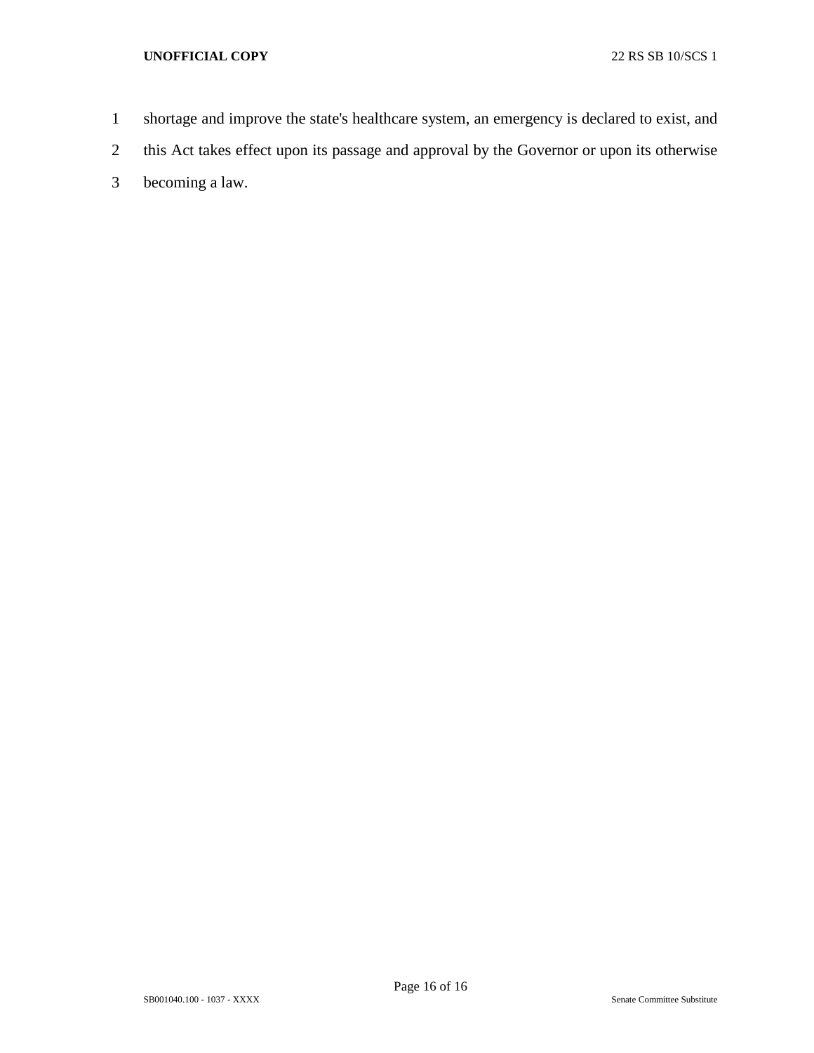shortage and improve the state's healthcare system, an emergency is declared to exist, and this Act takes effect upon its passage and approval by the Governor or upon its otherwise becoming a law.